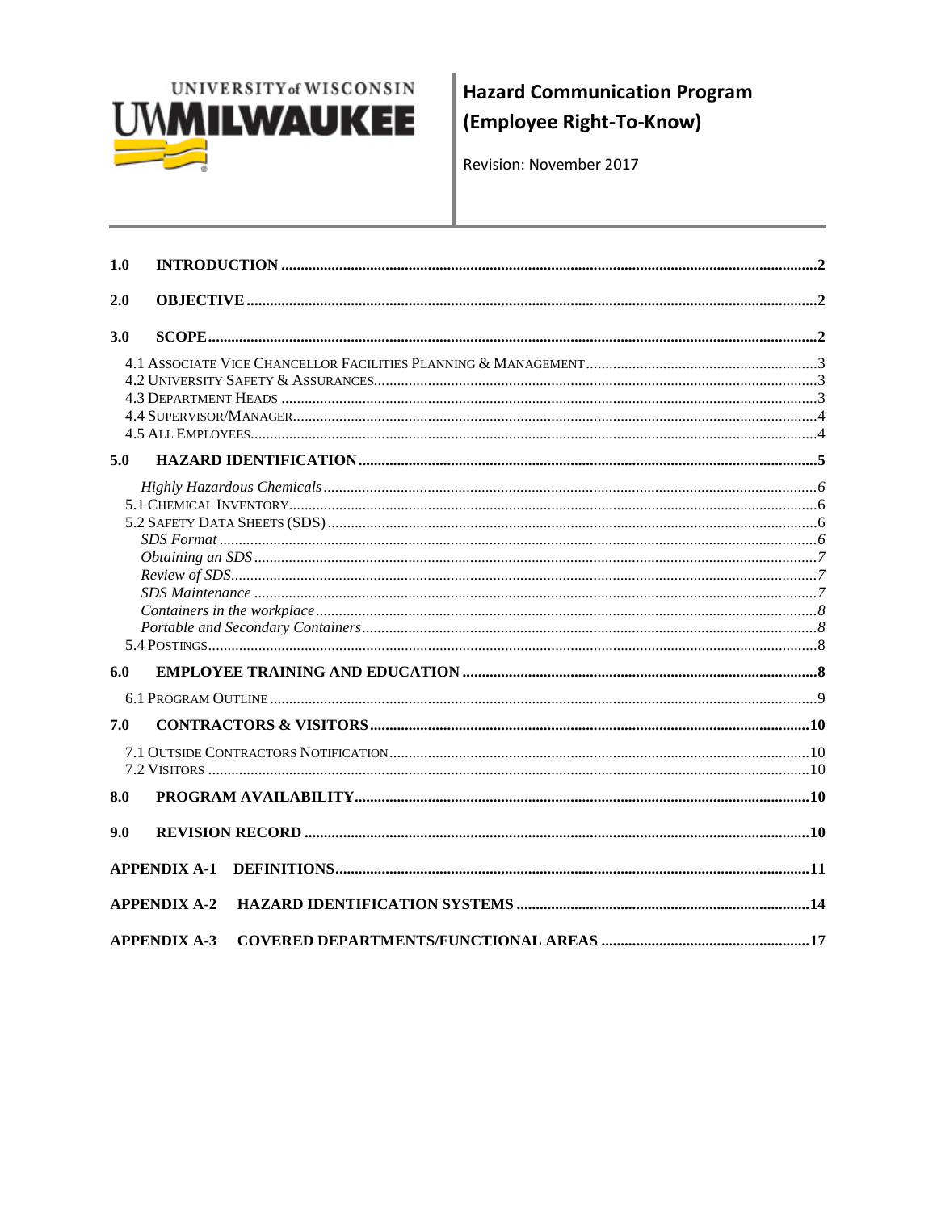UNIVERSITY of WISCONSIN
UWMILWAUKEE

# Hazard Communication Program (Employee Right-To-Know)

Revision: November 2017

- **1.0 INTRODUCTION** ..... 2
- **2.0 OBJECTIVE** ..... 2
- **3.0 SCOPE** ..... 2
  - 4.1 Associate Vice Chancellor Facilities Planning & Management ..... 3
  - 4.2 University Safety & Assurances ..... 3
  - 4.3 Department Heads ..... 3
  - 4.4 Supervisor/Manager ..... 4
  - 4.5 All Employees ..... 4
- **5.0 HAZARD IDENTIFICATION** ..... 5
  - *Highly Hazardous Chemicals* ..... 6
  - 5.1 Chemical Inventory ..... 6
  - 5.2 Safety Data Sheets (SDS) ..... 6
  - *SDS Format* ..... 6
  - *Obtaining an SDS* ..... 7
  - *Review of SDS* ..... 7
  - *SDS Maintenance* ..... 7
  - *Containers in the workplace* ..... 8
  - *Portable and Secondary Containers* ..... 8
  - 5.4 Postings ..... 8
- **6.0 EMPLOYEE TRAINING AND EDUCATION** ..... 8
  - 6.1 Program Outline ..... 9
- **7.0 CONTRACTORS & VISITORS** ..... 10
  - 7.1 Outside Contractors Notification ..... 10
  - 7.2 Visitors ..... 10
- **8.0 PROGRAM AVAILABILITY** ..... 10
- **9.0 REVISION RECORD** ..... 10
- **APPENDIX A-1 DEFINITIONS** ..... 11
- **APPENDIX A-2 HAZARD IDENTIFICATION SYSTEMS** ..... 14
- **APPENDIX A-3 COVERED DEPARTMENTS/FUNCTIONAL AREAS** ..... 17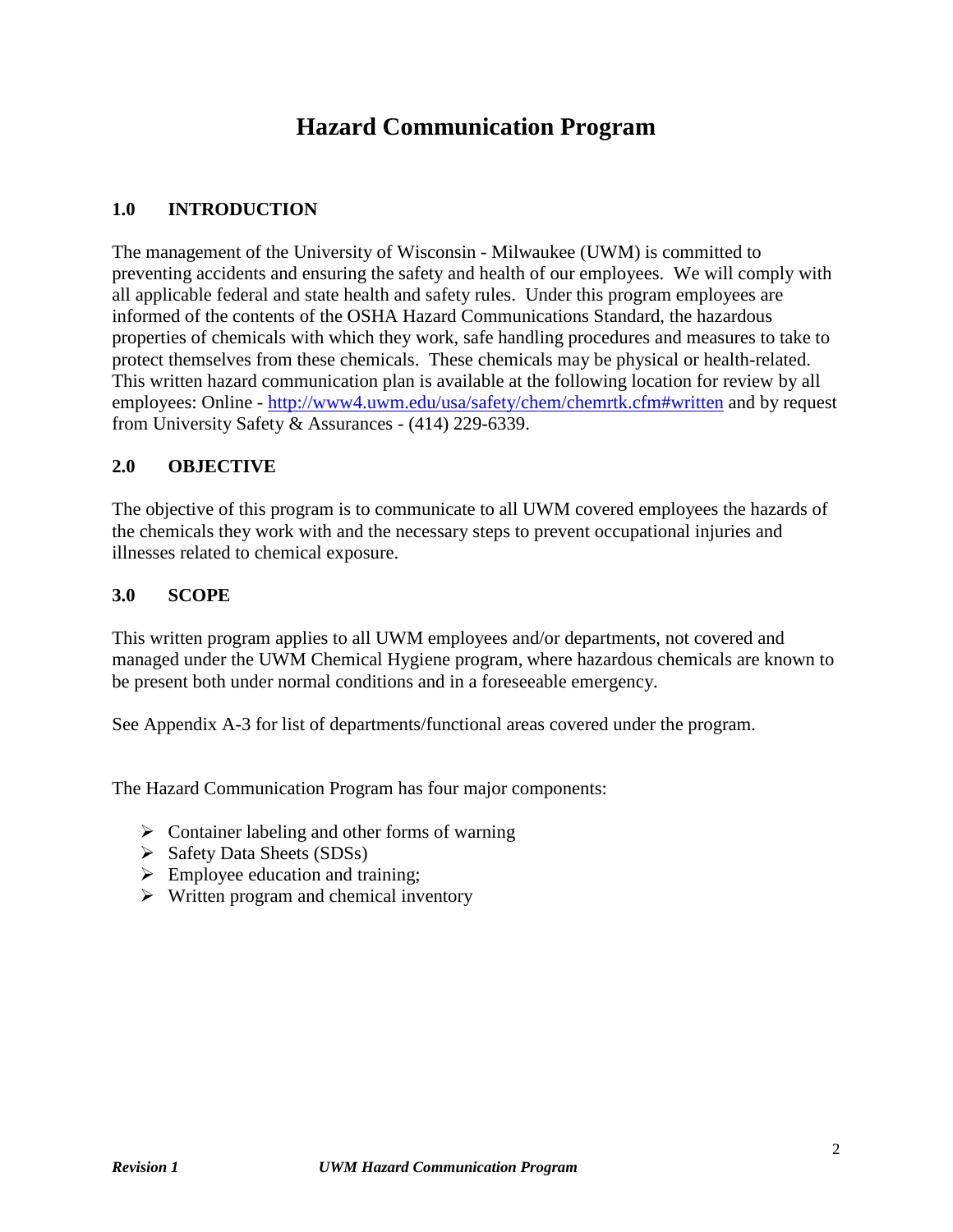# Hazard Communication Program

## 1.0 INTRODUCTION

The management of the University of Wisconsin - Milwaukee (UWM) is committed to preventing accidents and ensuring the safety and health of our employees. We will comply with all applicable federal and state health and safety rules. Under this program employees are informed of the contents of the OSHA Hazard Communications Standard, the hazardous properties of chemicals with which they work, safe handling procedures and measures to take to protect themselves from these chemicals. These chemicals may be physical or health-related. This written hazard communication plan is available at the following location for review by all employees: Online - [http://www4.uwm.edu/usa/safety/chem/chemrtk.cfm#written](http://www4.uwm.edu/usa/safety/chem/chemrtk.cfm#written) and by request from University Safety & Assurances - (414) 229-6339.

## 2.0 OBJECTIVE

The objective of this program is to communicate to all UWM covered employees the hazards of the chemicals they work with and the necessary steps to prevent occupational injuries and illnesses related to chemical exposure.

## 3.0 SCOPE

This written program applies to all UWM employees and/or departments, not covered and managed under the UWM Chemical Hygiene program, where hazardous chemicals are known to be present both under normal conditions and in a foreseeable emergency.

See Appendix A-3 for list of departments/functional areas covered under the program.

The Hazard Communication Program has four major components:

- Container labeling and other forms of warning
- Safety Data Sheets (SDSs)
- Employee education and training;
- Written program and chemical inventory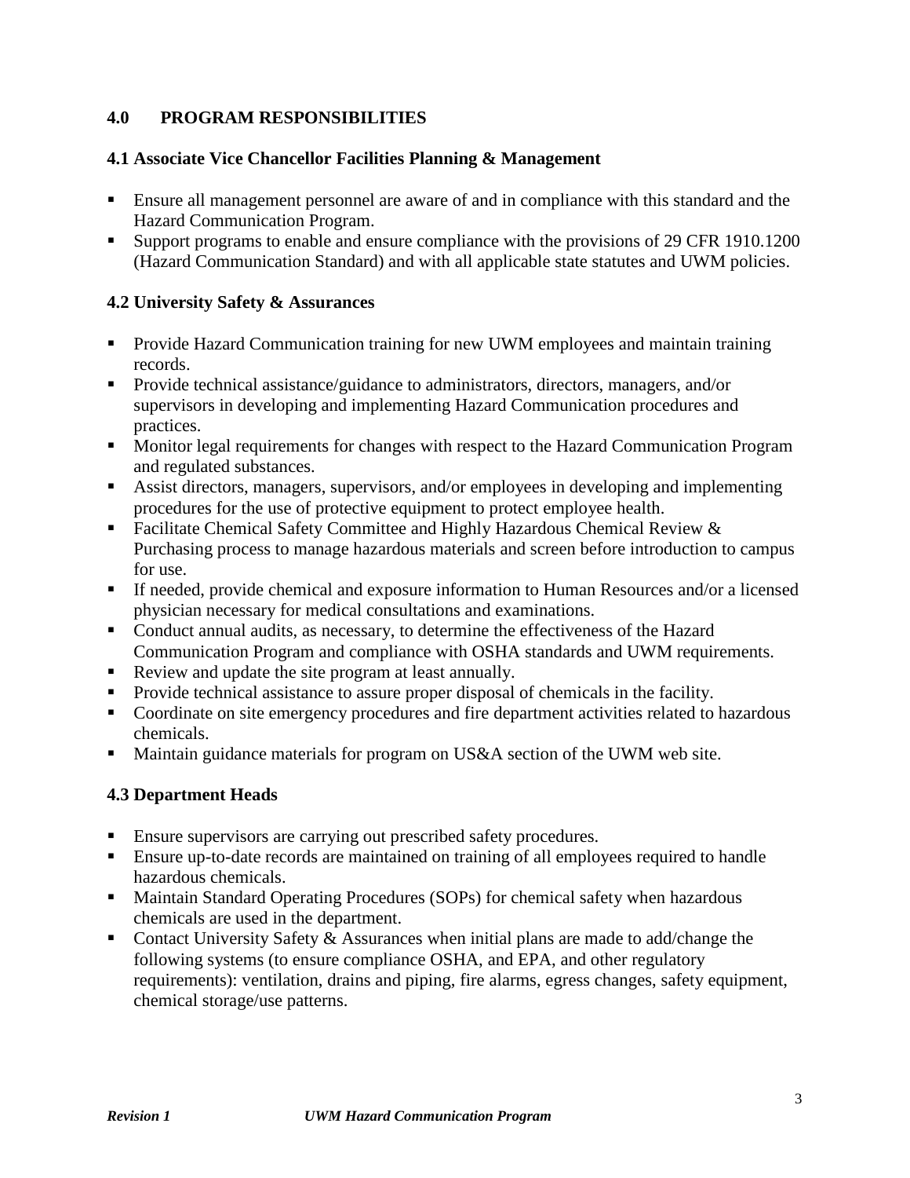## 4.0 PROGRAM RESPONSIBILITIES

### 4.1 Associate Vice Chancellor Facilities Planning & Management

- Ensure all management personnel are aware of and in compliance with this standard and the Hazard Communication Program.
- Support programs to enable and ensure compliance with the provisions of 29 CFR 1910.1200 (Hazard Communication Standard) and with all applicable state statutes and UWM policies.

### 4.2 University Safety & Assurances

- Provide Hazard Communication training for new UWM employees and maintain training records.
- Provide technical assistance/guidance to administrators, directors, managers, and/or supervisors in developing and implementing Hazard Communication procedures and practices.
- Monitor legal requirements for changes with respect to the Hazard Communication Program and regulated substances.
- Assist directors, managers, supervisors, and/or employees in developing and implementing procedures for the use of protective equipment to protect employee health.
- Facilitate Chemical Safety Committee and Highly Hazardous Chemical Review & Purchasing process to manage hazardous materials and screen before introduction to campus for use.
- If needed, provide chemical and exposure information to Human Resources and/or a licensed physician necessary for medical consultations and examinations.
- Conduct annual audits, as necessary, to determine the effectiveness of the Hazard Communication Program and compliance with OSHA standards and UWM requirements.
- Review and update the site program at least annually.
- Provide technical assistance to assure proper disposal of chemicals in the facility.
- Coordinate on site emergency procedures and fire department activities related to hazardous chemicals.
- Maintain guidance materials for program on US&A section of the UWM web site.

### 4.3 Department Heads

- Ensure supervisors are carrying out prescribed safety procedures.
- Ensure up-to-date records are maintained on training of all employees required to handle hazardous chemicals.
- Maintain Standard Operating Procedures (SOPs) for chemical safety when hazardous chemicals are used in the department.
- Contact University Safety & Assurances when initial plans are made to add/change the following systems (to ensure compliance OSHA, and EPA, and other regulatory requirements): ventilation, drains and piping, fire alarms, egress changes, safety equipment, chemical storage/use patterns.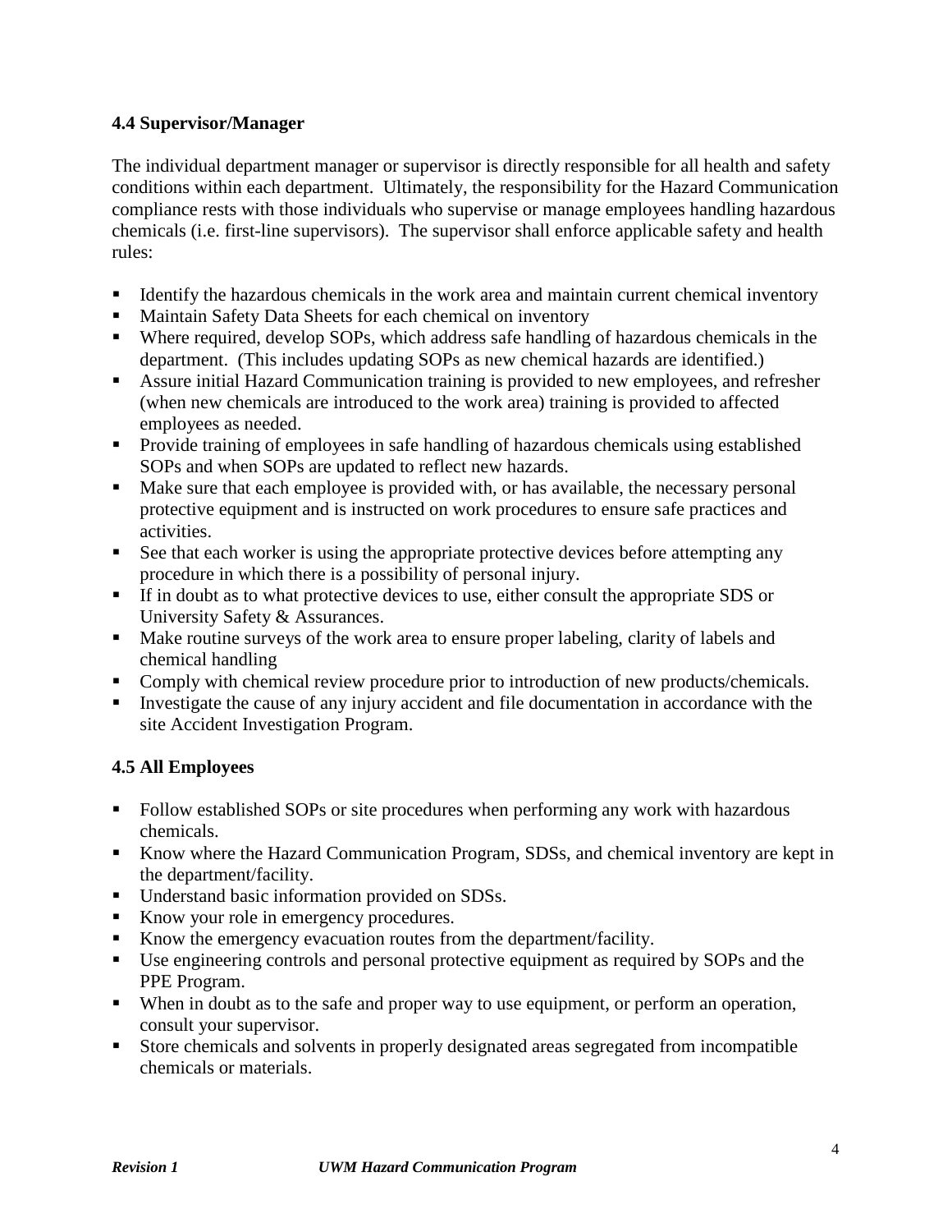### 4.4 Supervisor/Manager

The individual department manager or supervisor is directly responsible for all health and safety conditions within each department. Ultimately, the responsibility for the Hazard Communication compliance rests with those individuals who supervise or manage employees handling hazardous chemicals (i.e. first-line supervisors). The supervisor shall enforce applicable safety and health rules:

- Identify the hazardous chemicals in the work area and maintain current chemical inventory
- Maintain Safety Data Sheets for each chemical on inventory
- Where required, develop SOPs, which address safe handling of hazardous chemicals in the department. (This includes updating SOPs as new chemical hazards are identified.)
- Assure initial Hazard Communication training is provided to new employees, and refresher (when new chemicals are introduced to the work area) training is provided to affected employees as needed.
- Provide training of employees in safe handling of hazardous chemicals using established SOPs and when SOPs are updated to reflect new hazards.
- Make sure that each employee is provided with, or has available, the necessary personal protective equipment and is instructed on work procedures to ensure safe practices and activities.
- See that each worker is using the appropriate protective devices before attempting any procedure in which there is a possibility of personal injury.
- If in doubt as to what protective devices to use, either consult the appropriate SDS or University Safety & Assurances.
- Make routine surveys of the work area to ensure proper labeling, clarity of labels and chemical handling
- Comply with chemical review procedure prior to introduction of new products/chemicals.
- Investigate the cause of any injury accident and file documentation in accordance with the site Accident Investigation Program.

### 4.5 All Employees

- Follow established SOPs or site procedures when performing any work with hazardous chemicals.
- Know where the Hazard Communication Program, SDSs, and chemical inventory are kept in the department/facility.
- Understand basic information provided on SDSs.
- Know your role in emergency procedures.
- Know the emergency evacuation routes from the department/facility.
- Use engineering controls and personal protective equipment as required by SOPs and the PPE Program.
- When in doubt as to the safe and proper way to use equipment, or perform an operation, consult your supervisor.
- Store chemicals and solvents in properly designated areas segregated from incompatible chemicals or materials.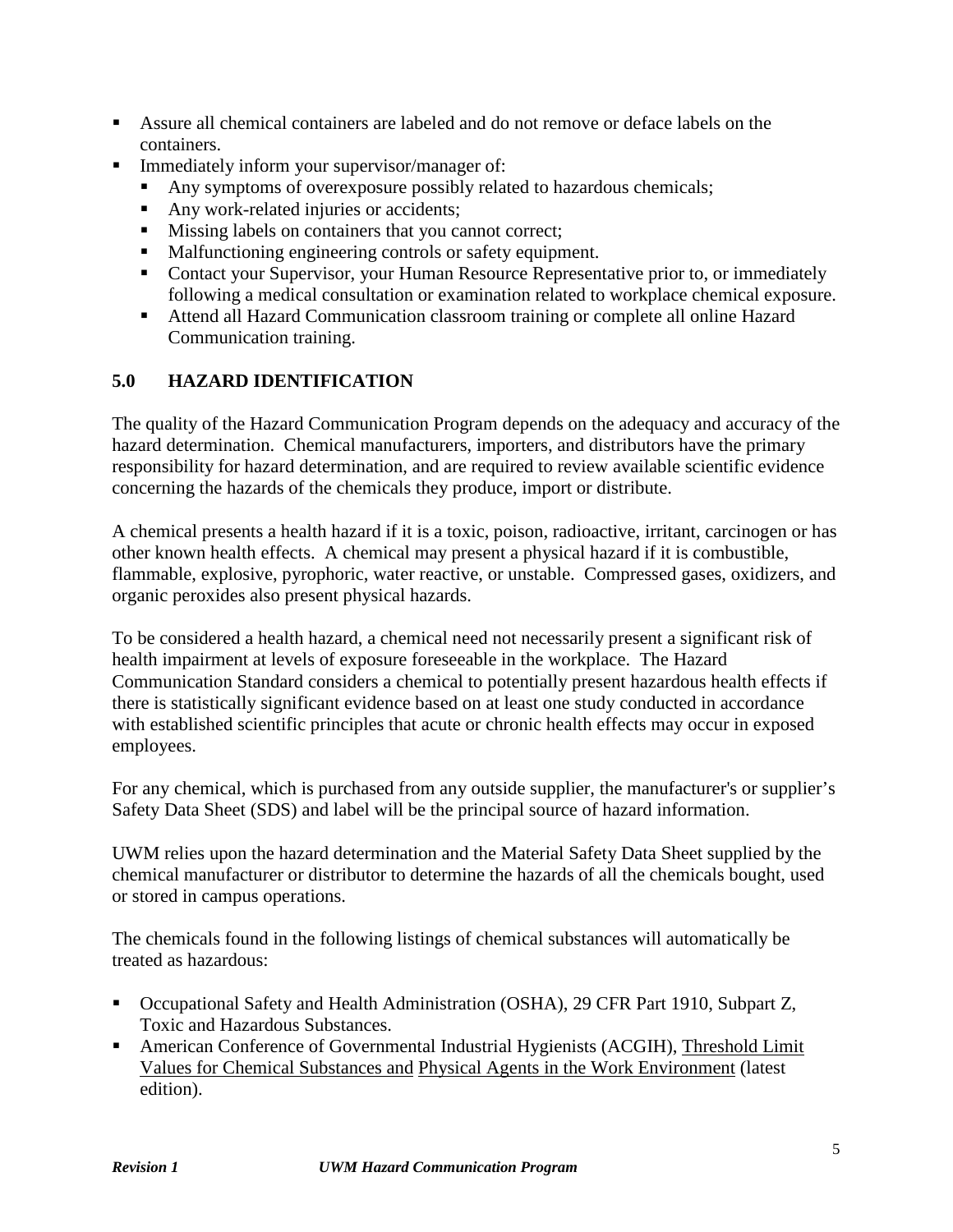- Assure all chemical containers are labeled and do not remove or deface labels on the containers.
- Immediately inform your supervisor/manager of:
  - Any symptoms of overexposure possibly related to hazardous chemicals;
  - Any work-related injuries or accidents;
  - Missing labels on containers that you cannot correct;
  - Malfunctioning engineering controls or safety equipment.
  - Contact your Supervisor, your Human Resource Representative prior to, or immediately following a medical consultation or examination related to workplace chemical exposure.
  - Attend all Hazard Communication classroom training or complete all online Hazard Communication training.

## 5.0 HAZARD IDENTIFICATION

The quality of the Hazard Communication Program depends on the adequacy and accuracy of the hazard determination. Chemical manufacturers, importers, and distributors have the primary responsibility for hazard determination, and are required to review available scientific evidence concerning the hazards of the chemicals they produce, import or distribute.

A chemical presents a health hazard if it is a toxic, poison, radioactive, irritant, carcinogen or has other known health effects. A chemical may present a physical hazard if it is combustible, flammable, explosive, pyrophoric, water reactive, or unstable. Compressed gases, oxidizers, and organic peroxides also present physical hazards.

To be considered a health hazard, a chemical need not necessarily present a significant risk of health impairment at levels of exposure foreseeable in the workplace. The Hazard Communication Standard considers a chemical to potentially present hazardous health effects if there is statistically significant evidence based on at least one study conducted in accordance with established scientific principles that acute or chronic health effects may occur in exposed employees.

For any chemical, which is purchased from any outside supplier, the manufacturer's or supplier's Safety Data Sheet (SDS) and label will be the principal source of hazard information.

UWM relies upon the hazard determination and the Material Safety Data Sheet supplied by the chemical manufacturer or distributor to determine the hazards of all the chemicals bought, used or stored in campus operations.

The chemicals found in the following listings of chemical substances will automatically be treated as hazardous:

- Occupational Safety and Health Administration (OSHA), 29 CFR Part 1910, Subpart Z, Toxic and Hazardous Substances.
- American Conference of Governmental Industrial Hygienists (ACGIH), Threshold Limit Values for Chemical Substances and Physical Agents in the Work Environment (latest edition).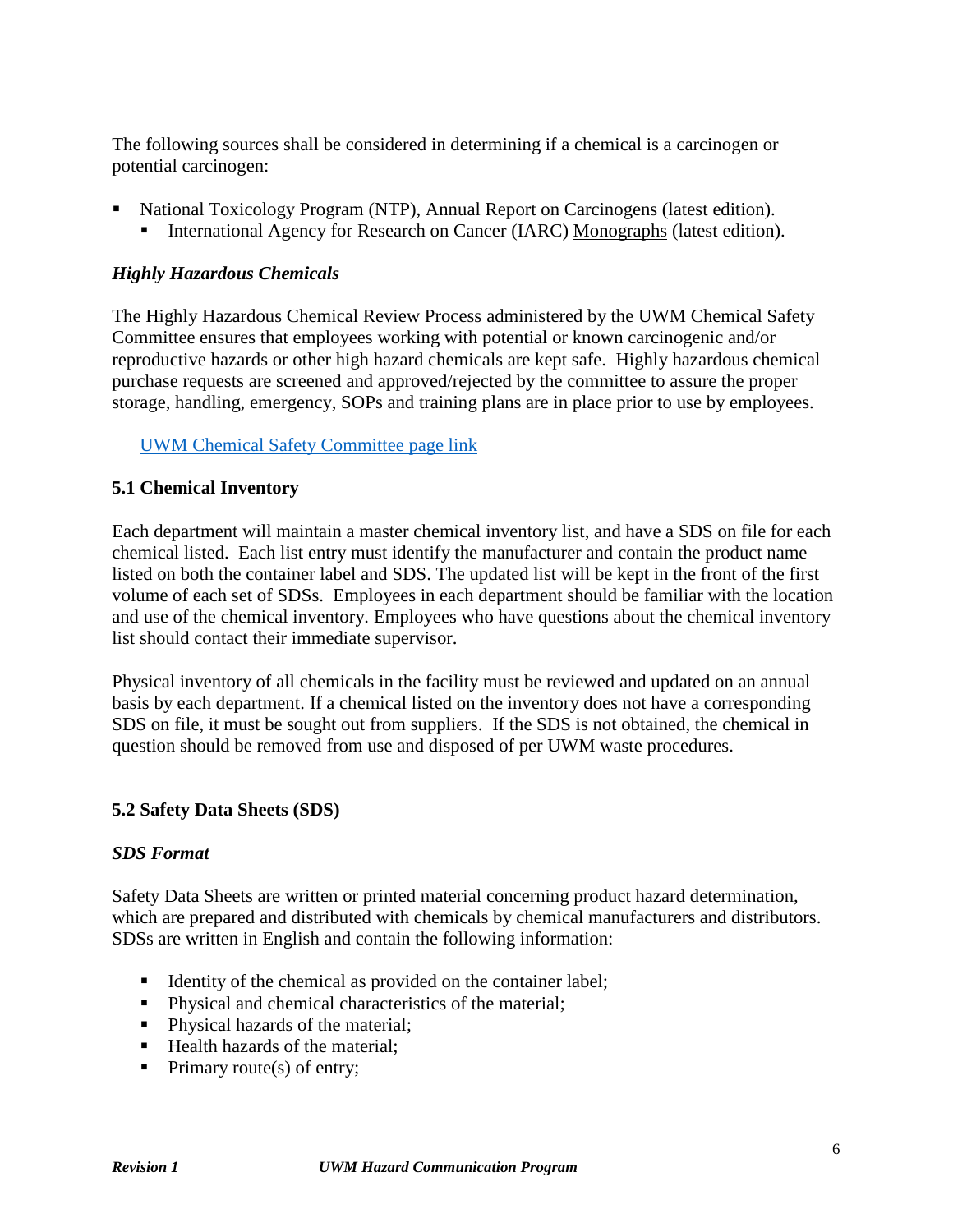The following sources shall be considered in determining if a chemical is a carcinogen or potential carcinogen:

- National Toxicology Program (NTP), Annual Report on Carcinogens (latest edition).
  - International Agency for Research on Cancer (IARC) Monographs (latest edition).

### *Highly Hazardous Chemicals*

The Highly Hazardous Chemical Review Process administered by the UWM Chemical Safety Committee ensures that employees working with potential or known carcinogenic and/or reproductive hazards or other high hazard chemicals are kept safe. Highly hazardous chemical purchase requests are screened and approved/rejected by the committee to assure the proper storage, handling, emergency, SOPs and training plans are in place prior to use by employees.

UWM Chemical Safety Committee page link

## 5.1 Chemical Inventory

Each department will maintain a master chemical inventory list, and have a SDS on file for each chemical listed. Each list entry must identify the manufacturer and contain the product name listed on both the container label and SDS. The updated list will be kept in the front of the first volume of each set of SDSs. Employees in each department should be familiar with the location and use of the chemical inventory. Employees who have questions about the chemical inventory list should contact their immediate supervisor.

Physical inventory of all chemicals in the facility must be reviewed and updated on an annual basis by each department. If a chemical listed on the inventory does not have a corresponding SDS on file, it must be sought out from suppliers. If the SDS is not obtained, the chemical in question should be removed from use and disposed of per UWM waste procedures.

## 5.2 Safety Data Sheets (SDS)

### *SDS Format*

Safety Data Sheets are written or printed material concerning product hazard determination, which are prepared and distributed with chemicals by chemical manufacturers and distributors. SDSs are written in English and contain the following information:

- Identity of the chemical as provided on the container label;
- Physical and chemical characteristics of the material;
- Physical hazards of the material;
- Health hazards of the material;
- Primary route(s) of entry;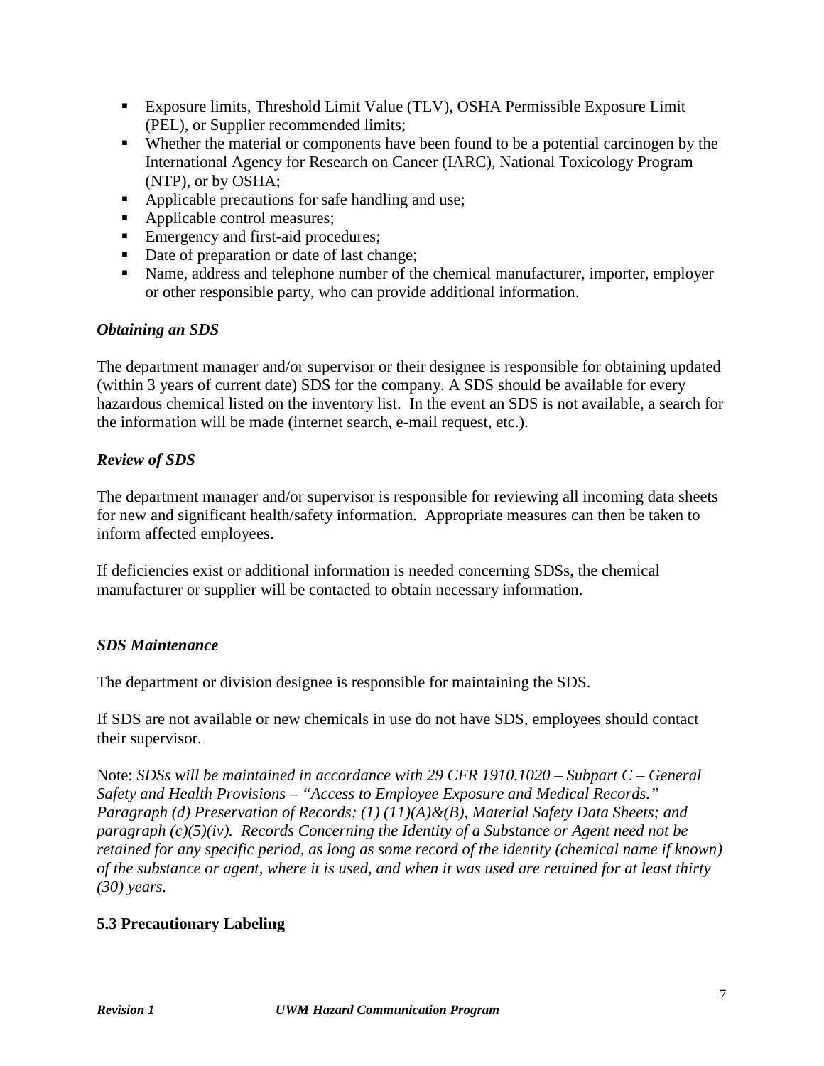- Exposure limits, Threshold Limit Value (TLV), OSHA Permissible Exposure Limit (PEL), or Supplier recommended limits;
- Whether the material or components have been found to be a potential carcinogen by the International Agency for Research on Cancer (IARC), National Toxicology Program (NTP), or by OSHA;
- Applicable precautions for safe handling and use;
- Applicable control measures;
- Emergency and first-aid procedures;
- Date of preparation or date of last change;
- Name, address and telephone number of the chemical manufacturer, importer, employer or other responsible party, who can provide additional information.

***Obtaining an SDS***

The department manager and/or supervisor or their designee is responsible for obtaining updated (within 3 years of current date) SDS for the company. A SDS should be available for every hazardous chemical listed on the inventory list. In the event an SDS is not available, a search for the information will be made (internet search, e-mail request, etc.).

***Review of SDS***

The department manager and/or supervisor is responsible for reviewing all incoming data sheets for new and significant health/safety information. Appropriate measures can then be taken to inform affected employees.

If deficiencies exist or additional information is needed concerning SDSs, the chemical manufacturer or supplier will be contacted to obtain necessary information.

***SDS Maintenance***

The department or division designee is responsible for maintaining the SDS.

If SDS are not available or new chemicals in use do not have SDS, employees should contact their supervisor.

Note: *SDSs will be maintained in accordance with 29 CFR 1910.1020 – Subpart C – General Safety and Health Provisions – "Access to Employee Exposure and Medical Records." Paragraph (d) Preservation of Records; (1) (11)(A)&(B), Material Safety Data Sheets; and paragraph (c)(5)(iv). Records Concerning the Identity of a Substance or Agent need not be retained for any specific period, as long as some record of the identity (chemical name if known) of the substance or agent, where it is used, and when it was used are retained for at least thirty (30) years.*

### 5.3 Precautionary Labeling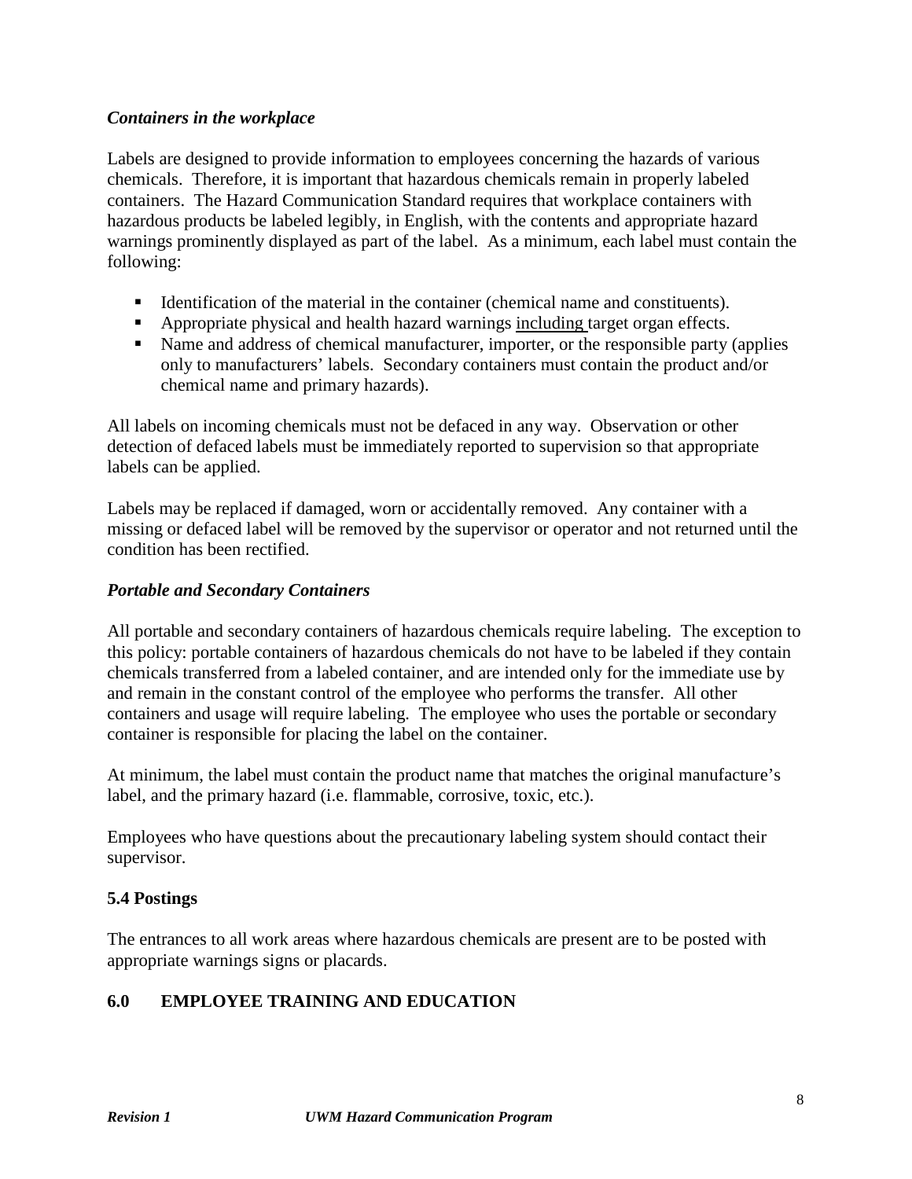### *Containers in the workplace*

Labels are designed to provide information to employees concerning the hazards of various chemicals. Therefore, it is important that hazardous chemicals remain in properly labeled containers. The Hazard Communication Standard requires that workplace containers with hazardous products be labeled legibly, in English, with the contents and appropriate hazard warnings prominently displayed as part of the label. As a minimum, each label must contain the following:

- Identification of the material in the container (chemical name and constituents).
- Appropriate physical and health hazard warnings including target organ effects.
- Name and address of chemical manufacturer, importer, or the responsible party (applies only to manufacturers' labels. Secondary containers must contain the product and/or chemical name and primary hazards).

All labels on incoming chemicals must not be defaced in any way. Observation or other detection of defaced labels must be immediately reported to supervision so that appropriate labels can be applied.

Labels may be replaced if damaged, worn or accidentally removed. Any container with a missing or defaced label will be removed by the supervisor or operator and not returned until the condition has been rectified.

### *Portable and Secondary Containers*

All portable and secondary containers of hazardous chemicals require labeling. The exception to this policy: portable containers of hazardous chemicals do not have to be labeled if they contain chemicals transferred from a labeled container, and are intended only for the immediate use by and remain in the constant control of the employee who performs the transfer. All other containers and usage will require labeling. The employee who uses the portable or secondary container is responsible for placing the label on the container.

At minimum, the label must contain the product name that matches the original manufacture's label, and the primary hazard (i.e. flammable, corrosive, toxic, etc.).

Employees who have questions about the precautionary labeling system should contact their supervisor.

### 5.4 Postings

The entrances to all work areas where hazardous chemicals are present are to be posted with appropriate warnings signs or placards.

## 6.0 EMPLOYEE TRAINING AND EDUCATION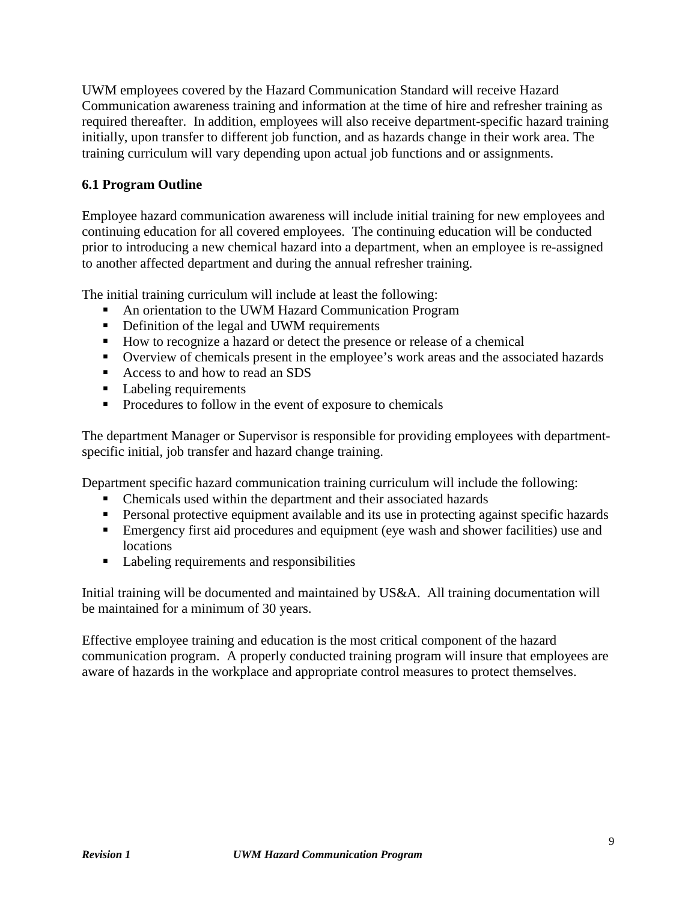UWM employees covered by the Hazard Communication Standard will receive Hazard Communication awareness training and information at the time of hire and refresher training as required thereafter. In addition, employees will also receive department-specific hazard training initially, upon transfer to different job function, and as hazards change in their work area. The training curriculum will vary depending upon actual job functions and or assignments.

### 6.1 Program Outline

Employee hazard communication awareness will include initial training for new employees and continuing education for all covered employees. The continuing education will be conducted prior to introducing a new chemical hazard into a department, when an employee is re-assigned to another affected department and during the annual refresher training.

The initial training curriculum will include at least the following:

- An orientation to the UWM Hazard Communication Program
- Definition of the legal and UWM requirements
- How to recognize a hazard or detect the presence or release of a chemical
- Overview of chemicals present in the employee's work areas and the associated hazards
- Access to and how to read an SDS
- Labeling requirements
- Procedures to follow in the event of exposure to chemicals

The department Manager or Supervisor is responsible for providing employees with department-specific initial, job transfer and hazard change training.

Department specific hazard communication training curriculum will include the following:

- Chemicals used within the department and their associated hazards
- Personal protective equipment available and its use in protecting against specific hazards
- Emergency first aid procedures and equipment (eye wash and shower facilities) use and locations
- Labeling requirements and responsibilities

Initial training will be documented and maintained by US&A. All training documentation will be maintained for a minimum of 30 years.

Effective employee training and education is the most critical component of the hazard communication program. A properly conducted training program will insure that employees are aware of hazards in the workplace and appropriate control measures to protect themselves.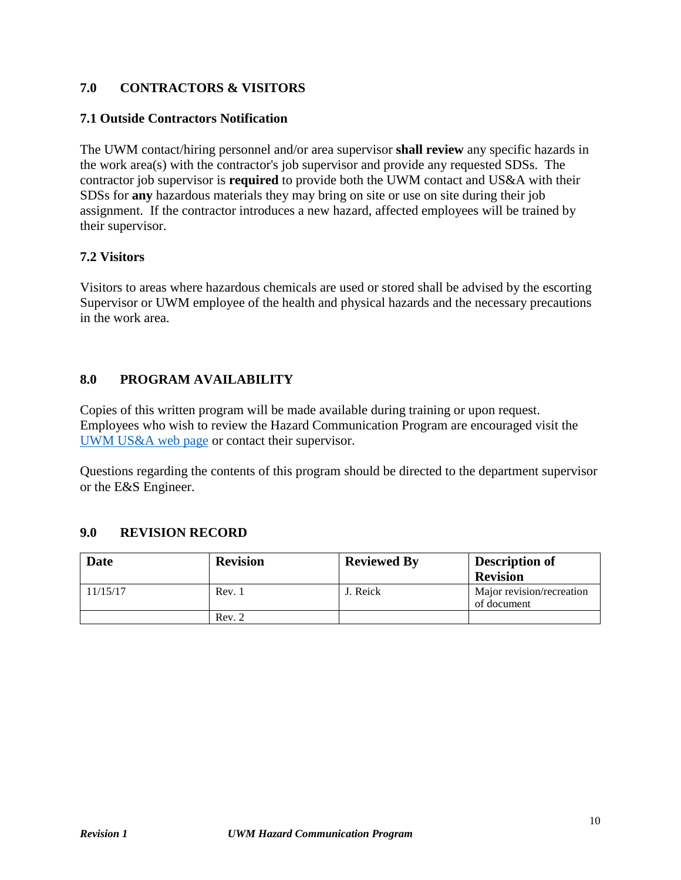## 7.0 CONTRACTORS & VISITORS

### 7.1 Outside Contractors Notification

The UWM contact/hiring personnel and/or area supervisor **shall review** any specific hazards in the work area(s) with the contractor's job supervisor and provide any requested SDSs. The contractor job supervisor is **required** to provide both the UWM contact and US&A with their SDSs for **any** hazardous materials they may bring on site or use on site during their job assignment. If the contractor introduces a new hazard, affected employees will be trained by their supervisor.

### 7.2 Visitors

Visitors to areas where hazardous chemicals are used or stored shall be advised by the escorting Supervisor or UWM employee of the health and physical hazards and the necessary precautions in the work area.

## 8.0 PROGRAM AVAILABILITY

Copies of this written program will be made available during training or upon request. Employees who wish to review the Hazard Communication Program are encouraged visit the UWM US&A web page or contact their supervisor.

Questions regarding the contents of this program should be directed to the department supervisor or the E&S Engineer.

## 9.0 REVISION RECORD

| Date | Revision | Reviewed By | Description of Revision |
|---|---|---|---|
| 11/15/17 | Rev. 1 | J. Reick | Major revision/recreation of document |
| | Rev. 2 | | |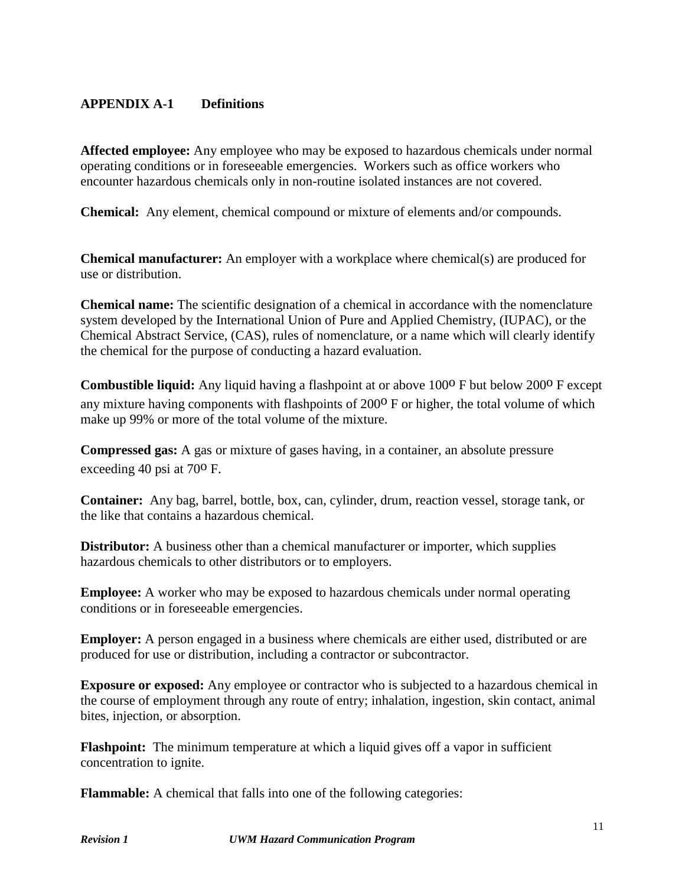## APPENDIX A-1 Definitions

**Affected employee:** Any employee who may be exposed to hazardous chemicals under normal operating conditions or in foreseeable emergencies. Workers such as office workers who encounter hazardous chemicals only in non-routine isolated instances are not covered.

**Chemical:** Any element, chemical compound or mixture of elements and/or compounds.

**Chemical manufacturer:** An employer with a workplace where chemical(s) are produced for use or distribution.

**Chemical name:** The scientific designation of a chemical in accordance with the nomenclature system developed by the International Union of Pure and Applied Chemistry, (IUPAC), or the Chemical Abstract Service, (CAS), rules of nomenclature, or a name which will clearly identify the chemical for the purpose of conducting a hazard evaluation.

**Combustible liquid:** Any liquid having a flashpoint at or above 100$^{o}$ F but below 200$^{o}$ F except any mixture having components with flashpoints of 200$^{o}$ F or higher, the total volume of which make up 99% or more of the total volume of the mixture.

**Compressed gas:** A gas or mixture of gases having, in a container, an absolute pressure exceeding 40 psi at 70$^{o}$ F.

**Container:** Any bag, barrel, bottle, box, can, cylinder, drum, reaction vessel, storage tank, or the like that contains a hazardous chemical.

**Distributor:** A business other than a chemical manufacturer or importer, which supplies hazardous chemicals to other distributors or to employers.

**Employee:** A worker who may be exposed to hazardous chemicals under normal operating conditions or in foreseeable emergencies.

**Employer:** A person engaged in a business where chemicals are either used, distributed or are produced for use or distribution, including a contractor or subcontractor.

**Exposure or exposed:** Any employee or contractor who is subjected to a hazardous chemical in the course of employment through any route of entry; inhalation, ingestion, skin contact, animal bites, injection, or absorption.

**Flashpoint:** The minimum temperature at which a liquid gives off a vapor in sufficient concentration to ignite.

**Flammable:** A chemical that falls into one of the following categories: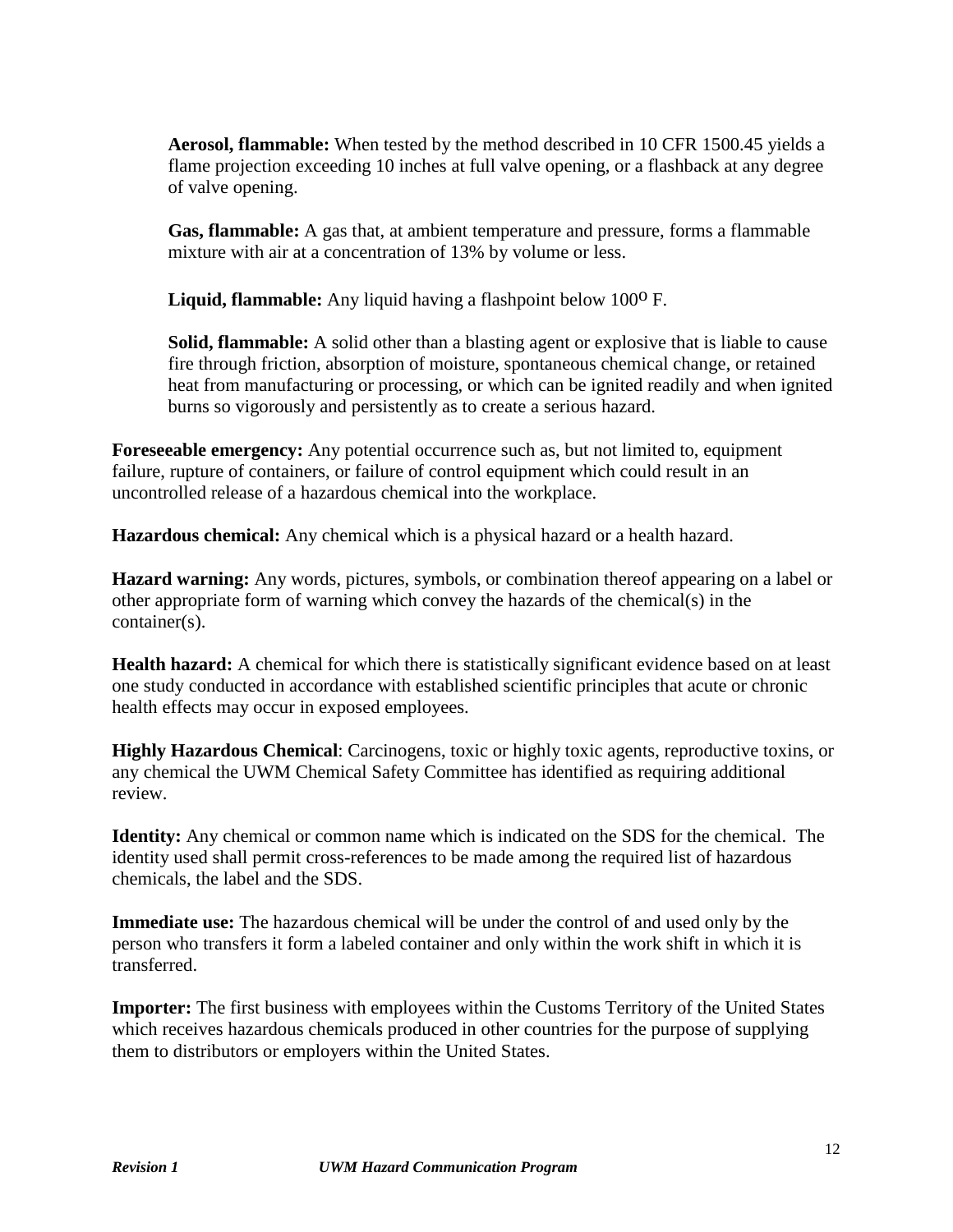**Aerosol, flammable:** When tested by the method described in 10 CFR 1500.45 yields a flame projection exceeding 10 inches at full valve opening, or a flashback at any degree of valve opening.

**Gas, flammable:** A gas that, at ambient temperature and pressure, forms a flammable mixture with air at a concentration of 13% by volume or less.

**Liquid, flammable:** Any liquid having a flashpoint below $100^{o}$ F.

**Solid, flammable:** A solid other than a blasting agent or explosive that is liable to cause fire through friction, absorption of moisture, spontaneous chemical change, or retained heat from manufacturing or processing, or which can be ignited readily and when ignited burns so vigorously and persistently as to create a serious hazard.

**Foreseeable emergency:** Any potential occurrence such as, but not limited to, equipment failure, rupture of containers, or failure of control equipment which could result in an uncontrolled release of a hazardous chemical into the workplace.

**Hazardous chemical:** Any chemical which is a physical hazard or a health hazard.

**Hazard warning:** Any words, pictures, symbols, or combination thereof appearing on a label or other appropriate form of warning which convey the hazards of the chemical(s) in the container(s).

**Health hazard:** A chemical for which there is statistically significant evidence based on at least one study conducted in accordance with established scientific principles that acute or chronic health effects may occur in exposed employees.

**Highly Hazardous Chemical**: Carcinogens, toxic or highly toxic agents, reproductive toxins, or any chemical the UWM Chemical Safety Committee has identified as requiring additional review.

**Identity:** Any chemical or common name which is indicated on the SDS for the chemical. The identity used shall permit cross-references to be made among the required list of hazardous chemicals, the label and the SDS.

**Immediate use:** The hazardous chemical will be under the control of and used only by the person who transfers it form a labeled container and only within the work shift in which it is transferred.

**Importer:** The first business with employees within the Customs Territory of the United States which receives hazardous chemicals produced in other countries for the purpose of supplying them to distributors or employers within the United States.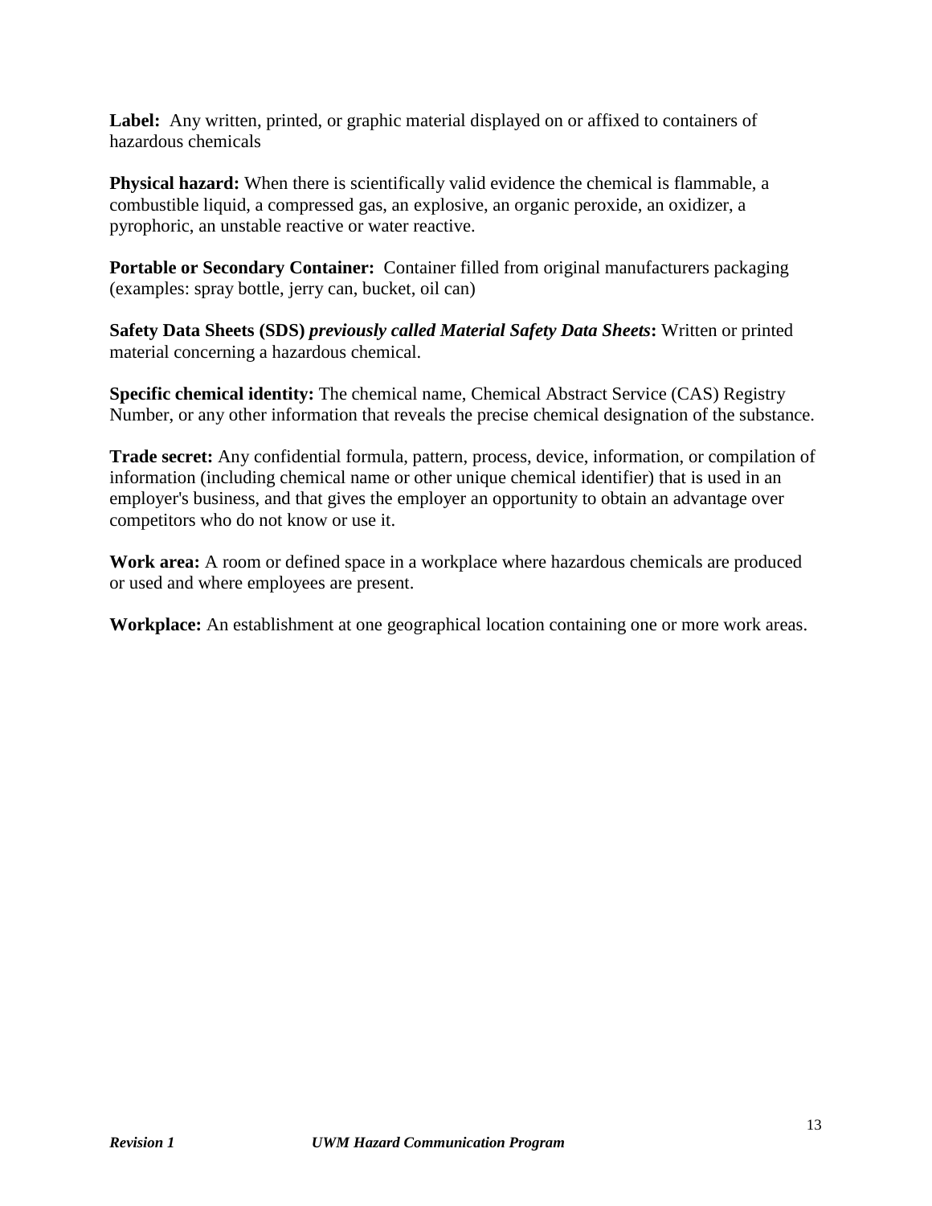**Label:** Any written, printed, or graphic material displayed on or affixed to containers of hazardous chemicals

**Physical hazard:** When there is scientifically valid evidence the chemical is flammable, a combustible liquid, a compressed gas, an explosive, an organic peroxide, an oxidizer, a pyrophoric, an unstable reactive or water reactive.

**Portable or Secondary Container:** Container filled from original manufacturers packaging (examples: spray bottle, jerry can, bucket, oil can)

**Safety Data Sheets (SDS)** ***previously called Material Safety Data Sheets*****:** Written or printed material concerning a hazardous chemical.

**Specific chemical identity:** The chemical name, Chemical Abstract Service (CAS) Registry Number, or any other information that reveals the precise chemical designation of the substance.

**Trade secret:** Any confidential formula, pattern, process, device, information, or compilation of information (including chemical name or other unique chemical identifier) that is used in an employer's business, and that gives the employer an opportunity to obtain an advantage over competitors who do not know or use it.

**Work area:** A room or defined space in a workplace where hazardous chemicals are produced or used and where employees are present.

**Workplace:** An establishment at one geographical location containing one or more work areas.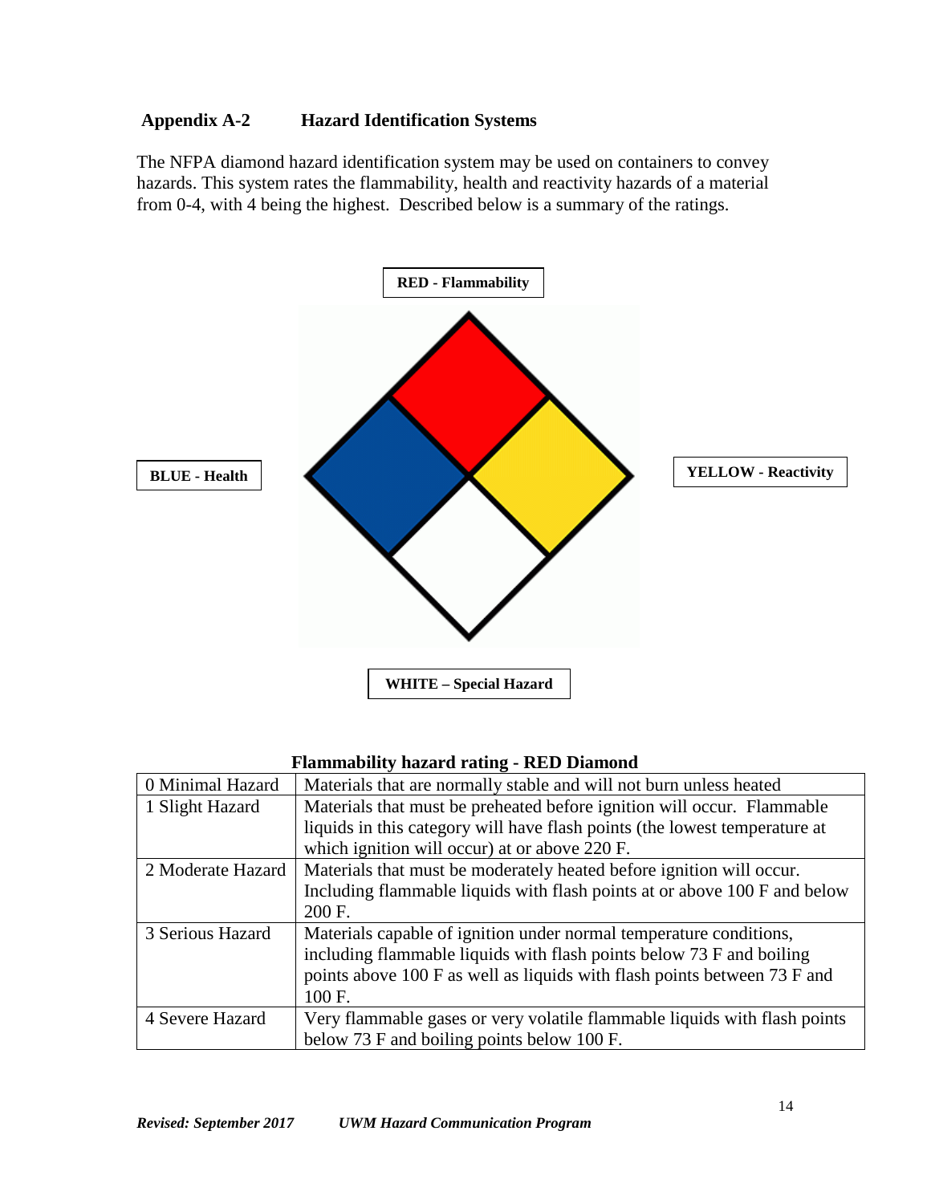## Appendix A-2 Hazard Identification Systems

The NFPA diamond hazard identification system may be used on containers to convey hazards. This system rates the flammability, health and reactivity hazards of a material from 0-4, with 4 being the highest. Described below is a summary of the ratings.

**RED - Flammability**

**BLUE - Health**

**YELLOW - Reactivity**

**WHITE – Special Hazard**

**Flammability hazard rating - RED Diamond**

| | |
|---|---|
| 0 Minimal Hazard | Materials that are normally stable and will not burn unless heated |
| 1 Slight Hazard | Materials that must be preheated before ignition will occur. Flammable liquids in this category will have flash points (the lowest temperature at which ignition will occur) at or above 220 F. |
| 2 Moderate Hazard | Materials that must be moderately heated before ignition will occur. Including flammable liquids with flash points at or above 100 F and below 200 F. |
| 3 Serious Hazard | Materials capable of ignition under normal temperature conditions, including flammable liquids with flash points below 73 F and boiling points above 100 F as well as liquids with flash points between 73 F and 100 F. |
| 4 Severe Hazard | Very flammable gases or very volatile flammable liquids with flash points below 73 F and boiling points below 100 F. |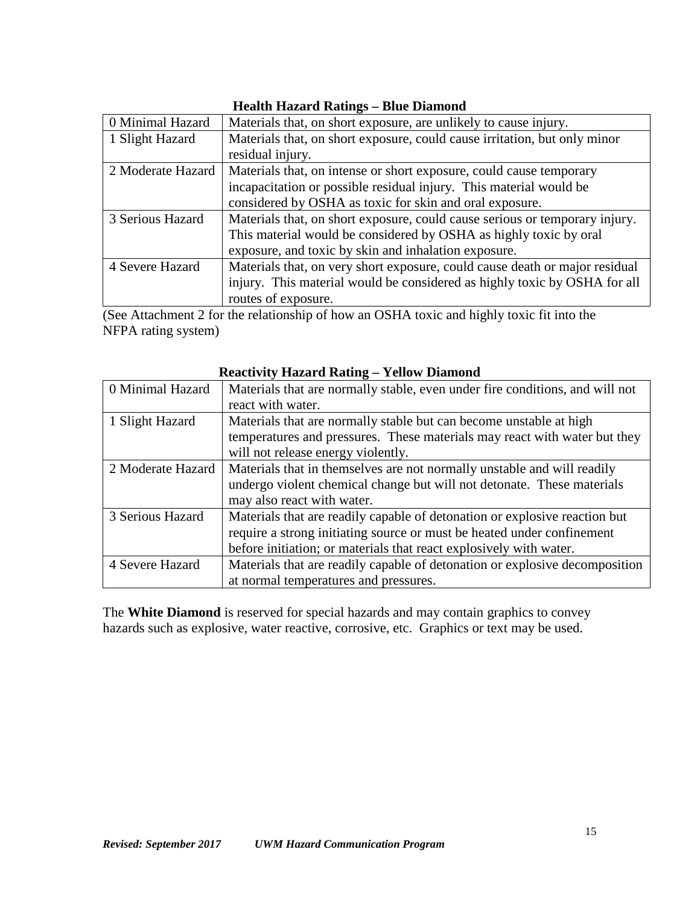**Health Hazard Ratings – Blue Diamond**

| | |
|---|---|
| 0 Minimal Hazard | Materials that, on short exposure, are unlikely to cause injury. |
| 1 Slight Hazard | Materials that, on short exposure, could cause irritation, but only minor residual injury. |
| 2 Moderate Hazard | Materials that, on intense or short exposure, could cause temporary incapacitation or possible residual injury. This material would be considered by OSHA as toxic for skin and oral exposure. |
| 3 Serious Hazard | Materials that, on short exposure, could cause serious or temporary injury. This material would be considered by OSHA as highly toxic by oral exposure, and toxic by skin and inhalation exposure. |
| 4 Severe Hazard | Materials that, on very short exposure, could cause death or major residual injury. This material would be considered as highly toxic by OSHA for all routes of exposure. |

(See Attachment 2 for the relationship of how an OSHA toxic and highly toxic fit into the NFPA rating system)

**Reactivity Hazard Rating – Yellow Diamond**

| | |
|---|---|
| 0 Minimal Hazard | Materials that are normally stable, even under fire conditions, and will not react with water. |
| 1 Slight Hazard | Materials that are normally stable but can become unstable at high temperatures and pressures. These materials may react with water but they will not release energy violently. |
| 2 Moderate Hazard | Materials that in themselves are not normally unstable and will readily undergo violent chemical change but will not detonate. These materials may also react with water. |
| 3 Serious Hazard | Materials that are readily capable of detonation or explosive reaction but require a strong initiating source or must be heated under confinement before initiation; or materials that react explosively with water. |
| 4 Severe Hazard | Materials that are readily capable of detonation or explosive decomposition at normal temperatures and pressures. |

The **White Diamond** is reserved for special hazards and may contain graphics to convey hazards such as explosive, water reactive, corrosive, etc. Graphics or text may be used.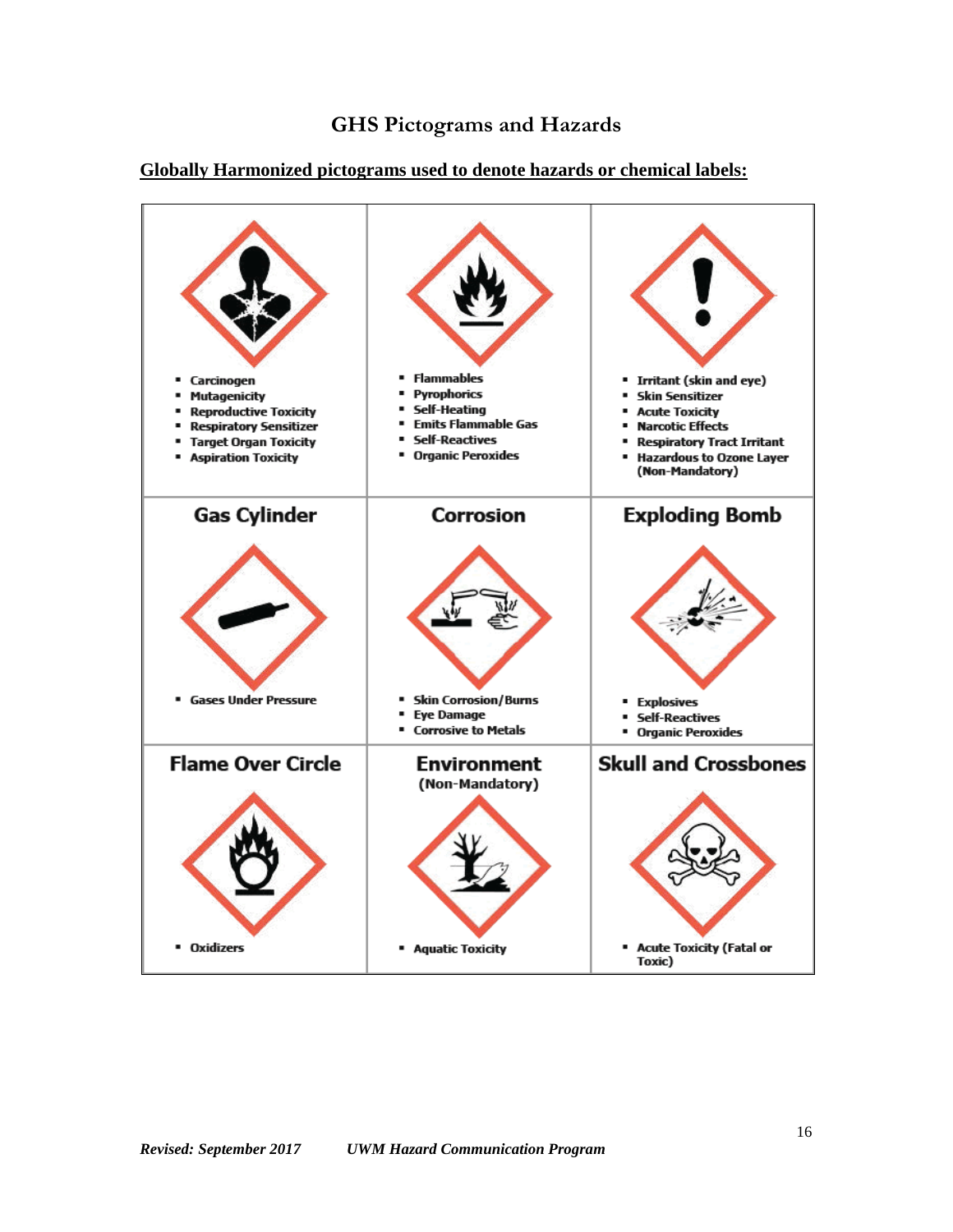# GHS Pictograms and Hazards

**Globally Harmonized pictograms used to denote hazards or chemical labels:**

| | | |
|---|---|---|
| - Carcinogen<br>- Mutagenicity<br>- Reproductive Toxicity<br>- Respiratory Sensitizer<br>- Target Organ Toxicity<br>- Aspiration Toxicity | - Flammables<br>- Pyrophorics<br>- Self-Heating<br>- Emits Flammable Gas<br>- Self-Reactives<br>- Organic Peroxides | - Irritant (skin and eye)<br>- Skin Sensitizer<br>- Acute Toxicity<br>- Narcotic Effects<br>- Respiratory Tract Irritant<br>- Hazardous to Ozone Layer (Non-Mandatory) |
| **Gas Cylinder**<br>- Gases Under Pressure | **Corrosion**<br>- Skin Corrosion/Burns<br>- Eye Damage<br>- Corrosive to Metals | **Exploding Bomb**<br>- Explosives<br>- Self-Reactives<br>- Organic Peroxides |
| **Flame Over Circle**<br>- Oxidizers | **Environment** (Non-Mandatory)<br>- Aquatic Toxicity | **Skull and Crossbones**<br>- Acute Toxicity (Fatal or Toxic) |

*Revised: September 2017* *UWM Hazard Communication Program*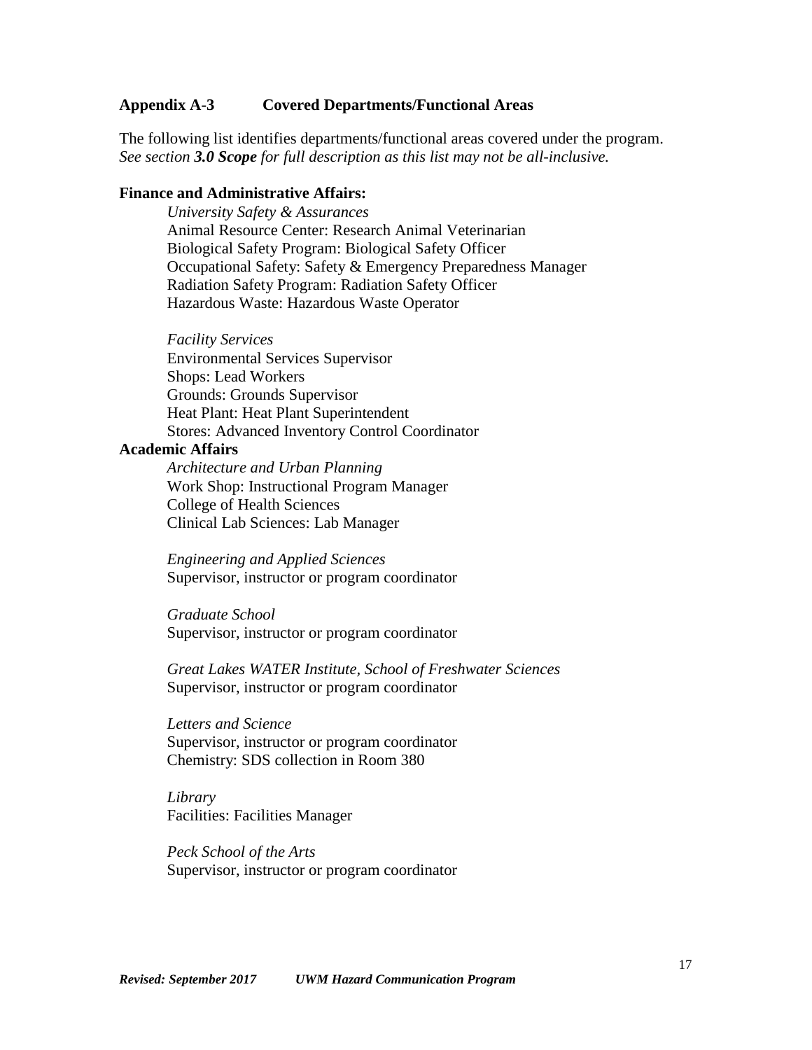## Appendix A-3 Covered Departments/Functional Areas

The following list identifies departments/functional areas covered under the program.
*See section **3.0 Scope** for full description as this list may not be all-inclusive.*

**Finance and Administrative Affairs:**

*University Safety & Assurances*
Animal Resource Center: Research Animal Veterinarian
Biological Safety Program: Biological Safety Officer
Occupational Safety: Safety & Emergency Preparedness Manager
Radiation Safety Program: Radiation Safety Officer
Hazardous Waste: Hazardous Waste Operator

*Facility Services*
Environmental Services Supervisor
Shops: Lead Workers
Grounds: Grounds Supervisor
Heat Plant: Heat Plant Superintendent
Stores: Advanced Inventory Control Coordinator

**Academic Affairs**

*Architecture and Urban Planning*
Work Shop: Instructional Program Manager
College of Health Sciences
Clinical Lab Sciences: Lab Manager

*Engineering and Applied Sciences*
Supervisor, instructor or program coordinator

*Graduate School*
Supervisor, instructor or program coordinator

*Great Lakes WATER Institute, School of Freshwater Sciences*
Supervisor, instructor or program coordinator

*Letters and Science*
Supervisor, instructor or program coordinator
Chemistry: SDS collection in Room 380

*Library*
Facilities: Facilities Manager

*Peck School of the Arts*
Supervisor, instructor or program coordinator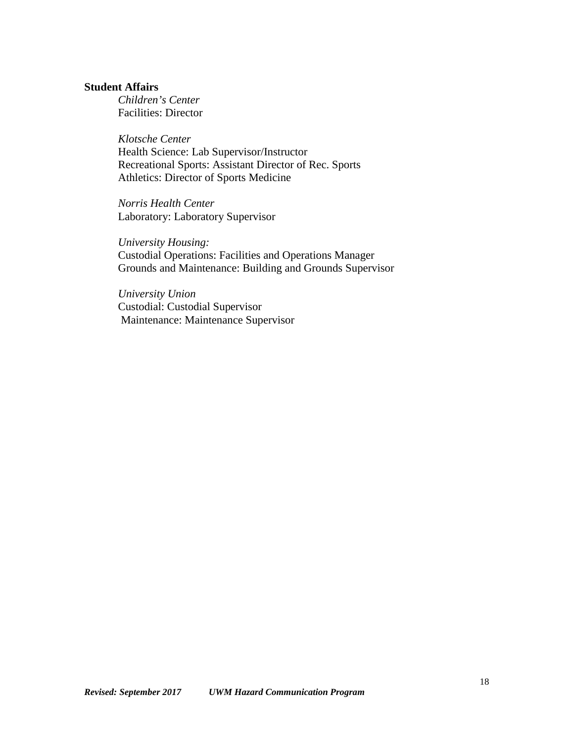**Student Affairs**

*Children's Center*
Facilities: Director

*Klotsche Center*
Health Science: Lab Supervisor/Instructor
Recreational Sports: Assistant Director of Rec. Sports
Athletics: Director of Sports Medicine

*Norris Health Center*
Laboratory: Laboratory Supervisor

*University Housing:*
Custodial Operations: Facilities and Operations Manager
Grounds and Maintenance: Building and Grounds Supervisor

*University Union*
Custodial: Custodial Supervisor
Maintenance: Maintenance Supervisor